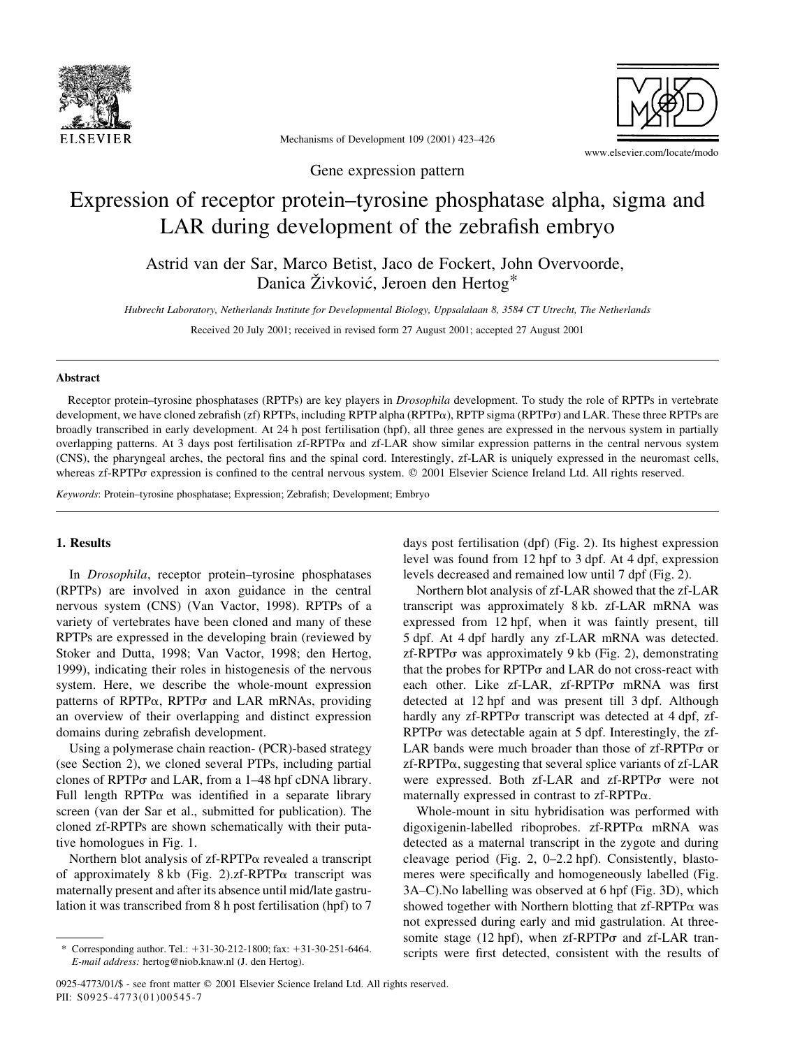Gene expression pattern

# Expression of receptor protein–tyrosine phosphatase alpha, sigma and LAR during development of the zebrafish embryo

Astrid van der Sar, Marco Betist, Jaco de Fockert, John Overvoorde, Danica Živković, Jeroen den Hertog*

*Hubrecht Laboratory, Netherlands Institute for Developmental Biology, Uppsalalaan 8, 3584 CT Utrecht, The Netherlands*

Received 20 July 2001; received in revised form 27 August 2001; accepted 27 August 2001

## Abstract

Receptor protein–tyrosine phosphatases (RPTPs) are key players in *Drosophila* development. To study the role of RPTPs in vertebrate development, we have cloned zebrafish (zf) RPTPs, including RPTP alpha (RPTPα), RPTP sigma (RPTPσ) and LAR. These three RPTPs are broadly transcribed in early development. At 24 h post fertilisation (hpf), all three genes are expressed in the nervous system in partially overlapping patterns. At 3 days post fertilisation zf-RPTPα and zf-LAR show similar expression patterns in the central nervous system (CNS), the pharyngeal arches, the pectoral fins and the spinal cord. Interestingly, zf-LAR is uniquely expressed in the neuromast cells, whereas zf-RPTPσ expression is confined to the central nervous system. © 2001 Elsevier Science Ireland Ltd. All rights reserved.

*Keywords*: Protein–tyrosine phosphatase; Expression; Zebrafish; Development; Embryo

## 1. Results

In *Drosophila*, receptor protein–tyrosine phosphatases (RPTPs) are involved in axon guidance in the central nervous system (CNS) (Van Vactor, 1998). RPTPs of a variety of vertebrates have been cloned and many of these RPTPs are expressed in the developing brain (reviewed by Stoker and Dutta, 1998; Van Vactor, 1998; den Hertog, 1999), indicating their roles in histogenesis of the nervous system. Here, we describe the whole-mount expression patterns of RPTPα, RPTPσ and LAR mRNAs, providing an overview of their overlapping and distinct expression domains during zebrafish development.

Using a polymerase chain reaction- (PCR)-based strategy (see Section 2), we cloned several PTPs, including partial clones of RPTPσ and LAR, from a 1–48 hpf cDNA library. Full length RPTPα was identified in a separate library screen (van der Sar et al., submitted for publication). The cloned zf-RPTPs are shown schematically with their putative homologues in Fig. 1.

Northern blot analysis of zf-RPTPα revealed a transcript of approximately 8 kb (Fig. 2).zf-RPTPα transcript was maternally present and after its absence until mid/late gastrulation it was transcribed from 8 h post fertilisation (hpf) to 7 days post fertilisation (dpf) (Fig. 2). Its highest expression level was found from 12 hpf to 3 dpf. At 4 dpf, expression levels decreased and remained low until 7 dpf (Fig. 2).

Northern blot analysis of zf-LAR showed that the zf-LAR transcript was approximately 8 kb. zf-LAR mRNA was expressed from 12 hpf, when it was faintly present, till 5 dpf. At 4 dpf hardly any zf-LAR mRNA was detected. zf-RPTPσ was approximately 9 kb (Fig. 2), demonstrating that the probes for RPTPσ and LAR do not cross-react with each other. Like zf-LAR, zf-RPTPσ mRNA was first detected at 12 hpf and was present till 3 dpf. Although hardly any zf-RPTPσ transcript was detected at 4 dpf, zf-RPTPσ was detectable again at 5 dpf. Interestingly, the zf-LAR bands were much broader than those of zf-RPTPσ or zf-RPTPα, suggesting that several splice variants of zf-LAR were expressed. Both zf-LAR and zf-RPTPσ were not maternally expressed in contrast to zf-RPTPα.

Whole-mount in situ hybridisation was performed with digoxigenin-labelled riboprobes. zf-RPTPα mRNA was detected as a maternal transcript in the zygote and during cleavage period (Fig. 2, 0–2.2 hpf). Consistently, blastomeres were specifically and homogeneously labelled (Fig. 3A–C).No labelling was observed at 6 hpf (Fig. 3D), which showed together with Northern blotting that zf-RPTPα was not expressed during early and mid gastrulation. At three-somite stage (12 hpf), when zf-RPTPσ and zf-LAR transcripts were first detected, consistent with the results of

* Corresponding author. Tel.: +31-30-212-1800; fax: +31-30-251-6464. *E-mail address:* hertog@niob.knaw.nl (J. den Hertog).

0925-4773/01/$ - see front matter © 2001 Elsevier Science Ireland Ltd. All rights reserved.
PII: S0925-4773(01)00545-7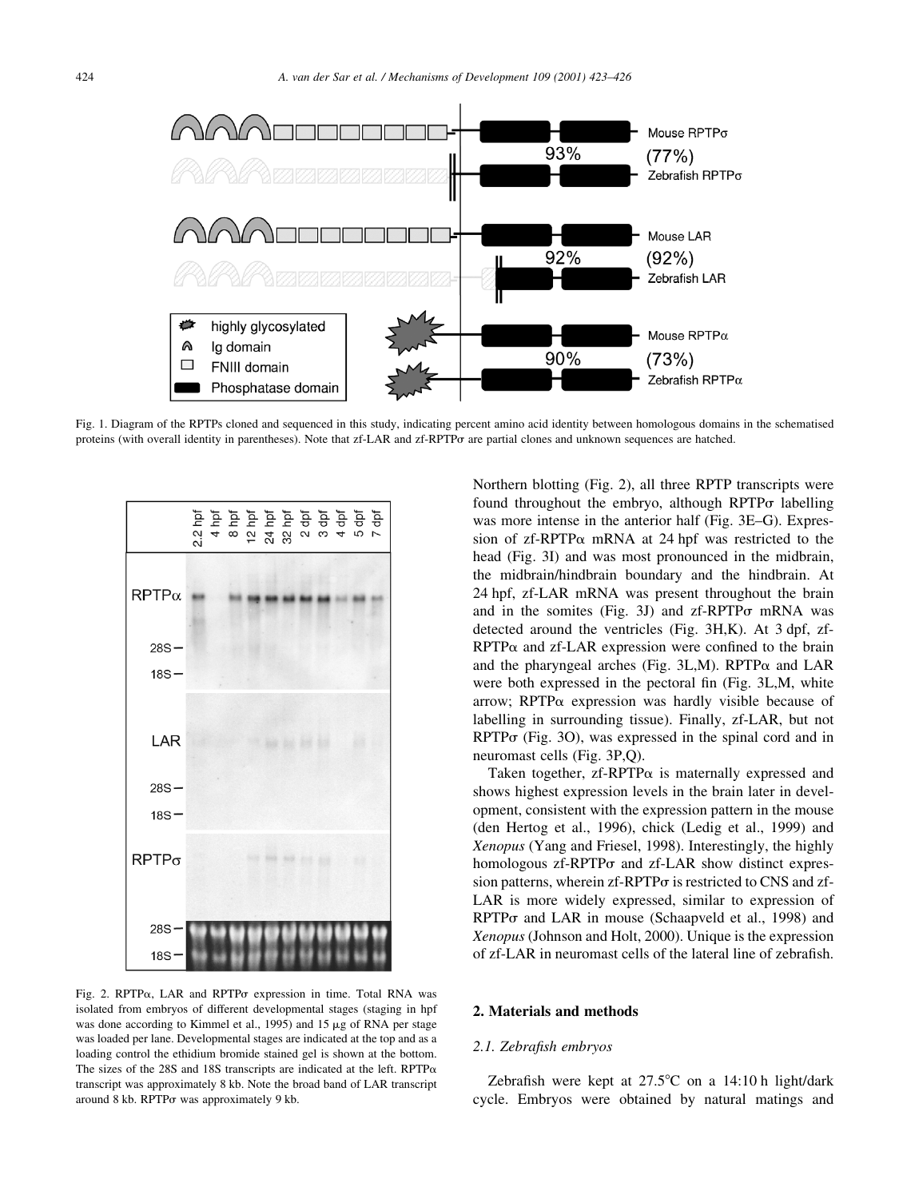Fig. 1. Diagram of the RPTPs cloned and sequenced in this study, indicating percent amino acid identity between homologous domains in the schematised proteins (with overall identity in parentheses). Note that zf-LAR and zf-RPTPσ are partial clones and unknown sequences are hatched.

Fig. 2. RPTPα, LAR and RPTPσ expression in time. Total RNA was isolated from embryos of different developmental stages (staging in hpf was done according to Kimmel et al., 1995) and 15 μg of RNA per stage was loaded per lane. Developmental stages are indicated at the top and as a loading control the ethidium bromide stained gel is shown at the bottom. The sizes of the 28S and 18S transcripts are indicated at the left. RPTPα transcript was approximately 8 kb. Note the broad band of LAR transcript around 8 kb. RPTPσ was approximately 9 kb.

Northern blotting (Fig. 2), all three RPTP transcripts were found throughout the embryo, although RPTPσ labelling was more intense in the anterior half (Fig. 3E–G). Expression of zf-RPTPα mRNA at 24 hpf was restricted to the head (Fig. 3I) and was most pronounced in the midbrain, the midbrain/hindbrain boundary and the hindbrain. At 24 hpf, zf-LAR mRNA was present throughout the brain and in the somites (Fig. 3J) and zf-RPTPσ mRNA was detected around the ventricles (Fig. 3H,K). At 3 dpf, zf-RPTPα and zf-LAR expression were confined to the brain and the pharyngeal arches (Fig. 3L,M). RPTPα and LAR were both expressed in the pectoral fin (Fig. 3L,M, white arrow; RPTPα expression was hardly visible because of labelling in surrounding tissue). Finally, zf-LAR, but not RPTPσ (Fig. 3O), was expressed in the spinal cord and in neuromast cells (Fig. 3P,Q).

Taken together, zf-RPTPα is maternally expressed and shows highest expression levels in the brain later in development, consistent with the expression pattern in the mouse (den Hertog et al., 1996), chick (Ledig et al., 1999) and *Xenopus* (Yang and Friesel, 1998). Interestingly, the highly homologous zf-RPTPσ and zf-LAR show distinct expression patterns, wherein zf-RPTPσ is restricted to CNS and zf-LAR is more widely expressed, similar to expression of RPTPσ and LAR in mouse (Schaapveld et al., 1998) and *Xenopus* (Johnson and Holt, 2000). Unique is the expression of zf-LAR in neuromast cells of the lateral line of zebrafish.

## 2. Materials and methods

### 2.1. Zebrafish embryos

Zebrafish were kept at 27.5°C on a 14:10 h light/dark cycle. Embryos were obtained by natural matings and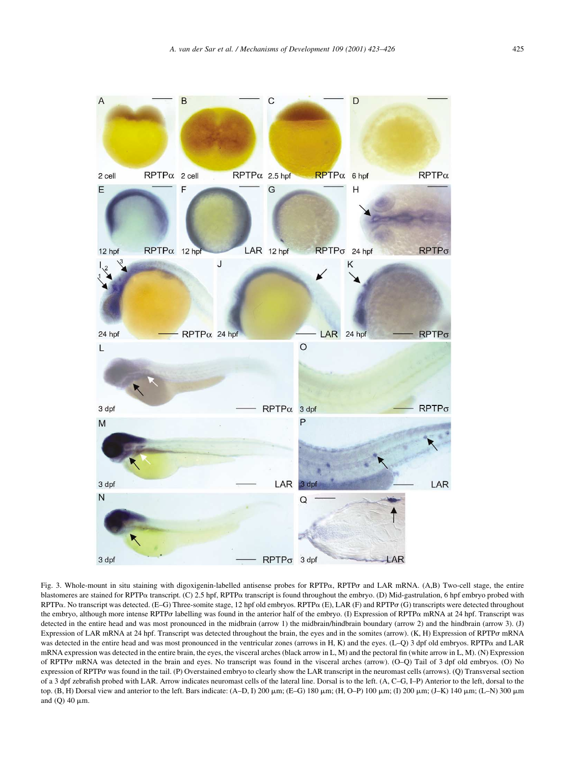Fig. 3. Whole-mount in situ staining with digoxigenin-labelled antisense probes for RPTPα, RPTPσ and LAR mRNA. (A,B) Two-cell stage, the entire blastomeres are stained for RPTPα transcript. (C) 2.5 hpf, RPTPα transcript is found throughout the embryo. (D) Mid-gastrulation, 6 hpf embryo probed with RPTPα. No transcript was detected. (E–G) Three-somite stage, 12 hpf old embryos. RPTPα (E), LAR (F) and RPTPσ (G) transcripts were detected throughout the embryo, although more intense RPTPσ labelling was found in the anterior half of the embryo. (I) Expression of RPTPα mRNA at 24 hpf. Transcript was detected in the entire head and was most pronounced in the midbrain (arrow 1) the midbrain/hindbrain boundary (arrow 2) and the hindbrain (arrow 3). (J) Expression of LAR mRNA at 24 hpf. Transcript was detected throughout the brain, the eyes and in the somites (arrow). (K, H) Expression of RPTPσ mRNA was detected in the entire head and was most pronounced in the ventricular zones (arrows in H, K) and the eyes. (L–Q) 3 dpf old embryos. RPTPα and LAR mRNA expression was detected in the entire brain, the eyes, the visceral arches (black arrow in L, M) and the pectoral fin (white arrow in L, M). (N) Expression of RPTPσ mRNA was detected in the brain and eyes. No transcript was found in the visceral arches (arrow). (O–Q) Tail of 3 dpf old embryos. (O) No expression of RPTPσ was found in the tail. (P) Overstained embryo to clearly show the LAR transcript in the neuromast cells (arrows). (Q) Transversal section of a 3 dpf zebrafish probed with LAR. Arrow indicates neuromast cells of the lateral line. Dorsal is to the left. (A, C–G, I–P) Anterior to the left, dorsal to the top. (B, H) Dorsal view and anterior to the left. Bars indicate: (A–D, I) 200 μm; (E–G) 180 μm; (H, O–P) 100 μm; (I) 200 μm; (J–K) 140 μm; (L–N) 300 μm and (Q) 40 μm.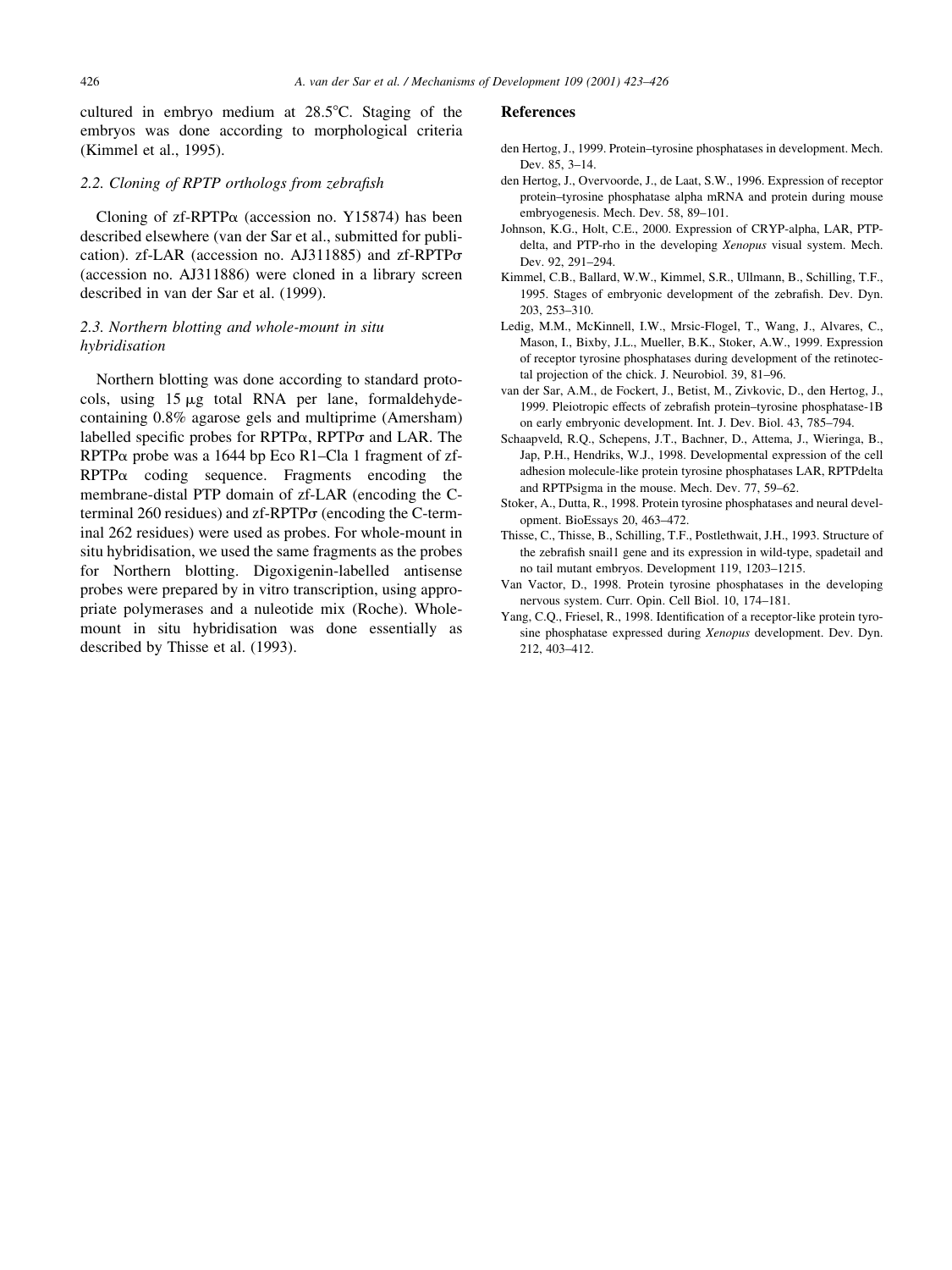cultured in embryo medium at 28.5°C. Staging of the embryos was done according to morphological criteria (Kimmel et al., 1995).

### 2.2. Cloning of RPTP orthologs from zebrafish

Cloning of zf-RPTPα (accession no. Y15874) has been described elsewhere (van der Sar et al., submitted for publication). zf-LAR (accession no. AJ311885) and zf-RPTPσ (accession no. AJ311886) were cloned in a library screen described in van der Sar et al. (1999).

### 2.3. Northern blotting and whole-mount in situ hybridisation

Northern blotting was done according to standard protocols, using 15 μg total RNA per lane, formaldehyde-containing 0.8% agarose gels and multiprime (Amersham) labelled specific probes for RPTPα, RPTPσ and LAR. The RPTPα probe was a 1644 bp Eco R1–Cla 1 fragment of zf-RPTPα coding sequence. Fragments encoding the membrane-distal PTP domain of zf-LAR (encoding the C-terminal 260 residues) and zf-RPTPσ (encoding the C-terminal 262 residues) were used as probes. For whole-mount in situ hybridisation, we used the same fragments as the probes for Northern blotting. Digoxigenin-labelled antisense probes were prepared by in vitro transcription, using appropriate polymerases and a nuleotide mix (Roche). Whole-mount in situ hybridisation was done essentially as described by Thisse et al. (1993).

## References

den Hertog, J., 1999. Protein–tyrosine phosphatases in development. Mech. Dev. 85, 3–14.

den Hertog, J., Overvoorde, J., de Laat, S.W., 1996. Expression of receptor protein–tyrosine phosphatase alpha mRNA and protein during mouse embryogenesis. Mech. Dev. 58, 89–101.

Johnson, K.G., Holt, C.E., 2000. Expression of CRYP-alpha, LAR, PTP-delta, and PTP-rho in the developing *Xenopus* visual system. Mech. Dev. 92, 291–294.

Kimmel, C.B., Ballard, W.W., Kimmel, S.R., Ullmann, B., Schilling, T.F., 1995. Stages of embryonic development of the zebrafish. Dev. Dyn. 203, 253–310.

Ledig, M.M., McKinnell, I.W., Mrsic-Flogel, T., Wang, J., Alvares, C., Mason, I., Bixby, J.L., Mueller, B.K., Stoker, A.W., 1999. Expression of receptor tyrosine phosphatases during development of the retinotectal projection of the chick. J. Neurobiol. 39, 81–96.

van der Sar, A.M., de Fockert, J., Betist, M., Zivkovic, D., den Hertog, J., 1999. Pleiotropic effects of zebrafish protein–tyrosine phosphatase-1B on early embryonic development. Int. J. Dev. Biol. 43, 785–794.

Schaapveld, R.Q., Schepens, J.T., Bachner, D., Attema, J., Wieringa, B., Jap, P.H., Hendriks, W.J., 1998. Developmental expression of the cell adhesion molecule-like protein tyrosine phosphatases LAR, RPTPdelta and RPTPsigma in the mouse. Mech. Dev. 77, 59–62.

Stoker, A., Dutta, R., 1998. Protein tyrosine phosphatases and neural development. BioEssays 20, 463–472.

Thisse, C., Thisse, B., Schilling, T.F., Postlethwait, J.H., 1993. Structure of the zebrafish snail1 gene and its expression in wild-type, spadetail and no tail mutant embryos. Development 119, 1203–1215.

Van Vactor, D., 1998. Protein tyrosine phosphatases in the developing nervous system. Curr. Opin. Cell Biol. 10, 174–181.

Yang, C.Q., Friesel, R., 1998. Identification of a receptor-like protein tyrosine phosphatase expressed during *Xenopus* development. Dev. Dyn. 212, 403–412.